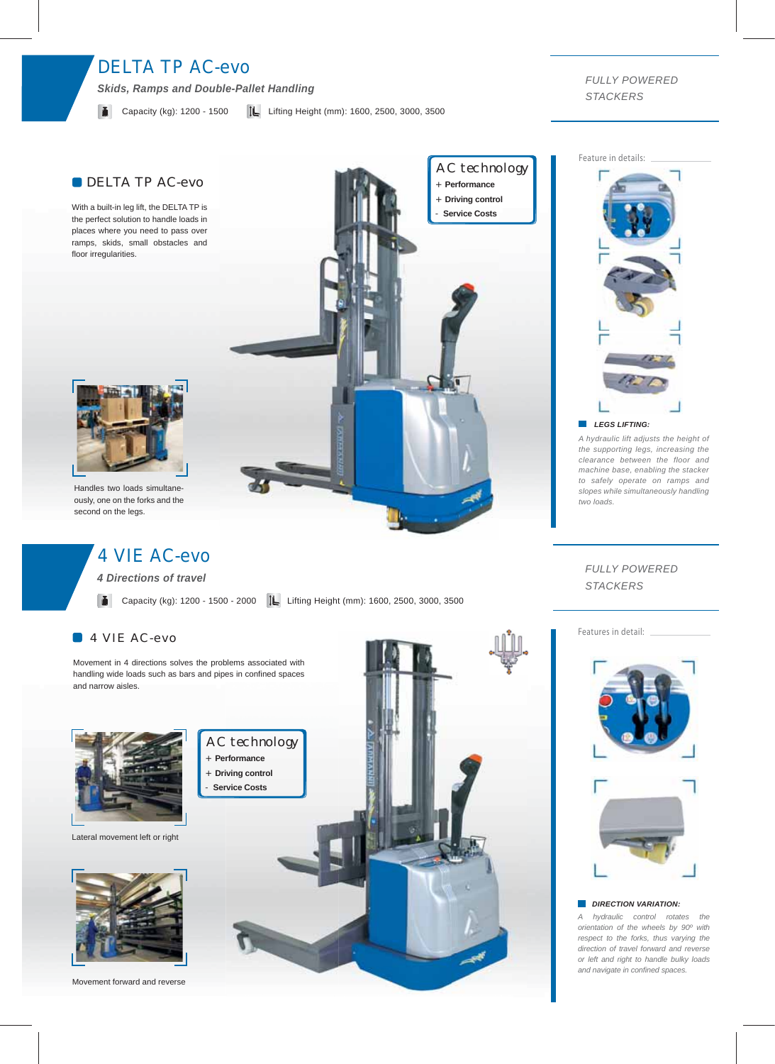# DELTA TP AC-evo

***Skids, Ramps and Double-Pallet Handling***

Capacity (kg): 1200 - 1500 Lifting Height (mm): 1600, 2500, 3000, 3500

*FULLY POWERED STACKERS*

## DELTA TP AC-evo

With a built-in leg lift, the DELTA TP is the perfect solution to handle loads in places where you need to pass over ramps, skids, small obstacles and floor irregularities.

Handles two loads simultaneously, one on the forks and the second on the legs.

**AC technology**

+ **Performance**
+ **Driving control**
- **Service Costs**

Feature in details:

***LEGS LIFTING:***

*A hydraulic lift adjusts the height of the supporting legs, increasing the clearance between the floor and machine base, enabling the stacker to safely operate on ramps and slopes while simultaneously handling two loads.*

# 4 VIE AC-evo

***4 Directions of travel***

Capacity (kg): 1200 - 1500 - 2000 Lifting Height (mm): 1600, 2500, 3000, 3500

*FULLY POWERED STACKERS*

## 4 VIE AC-evo

Movement in 4 directions solves the problems associated with handling wide loads such as bars and pipes in confined spaces and narrow aisles.

**AC technology**

+ **Performance**
+ **Driving control**
- **Service Costs**

Lateral movement left or right

Movement forward and reverse

Features in detail:

***DIRECTION VARIATION:***

*A hydraulic control rotates the orientation of the wheels by 90º with respect to the forks, thus varying the direction of travel forward and reverse or left and right to handle bulky loads and navigate in confined spaces.*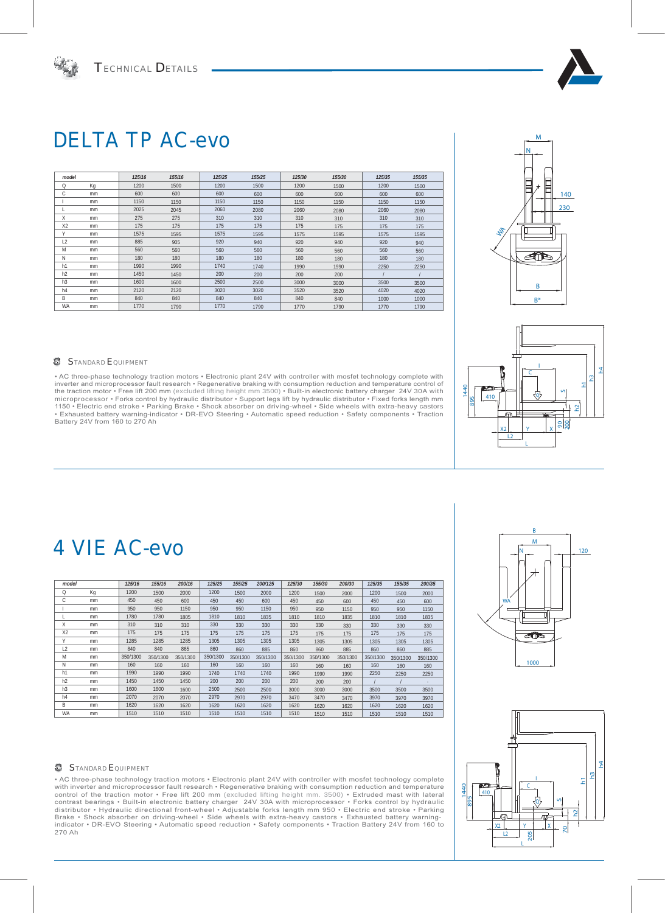# DELTA TP AC-evo

| model | | 125/16 | 155/16 | 125/25 | 155/25 | 125/30 | 155/30 | 125/35 | 155/35 |
|---|---|---|---|---|---|---|---|---|---|
| Q | Kg | 1200 | 1500 | 1200 | 1500 | 1200 | 1500 | 1200 | 1500 |
| C | mm | 600 | 600 | 600 | 600 | 600 | 600 | 600 | 600 |
| I | mm | 1150 | 1150 | 1150 | 1150 | 1150 | 1150 | 1150 | 1150 |
| L | mm | 2025 | 2045 | 2060 | 2080 | 2060 | 2080 | 2060 | 2080 |
| X | mm | 275 | 275 | 310 | 310 | 310 | 310 | 310 | 310 |
| X2 | mm | 175 | 175 | 175 | 175 | 175 | 175 | 175 | 175 |
| Y | mm | 1575 | 1595 | 1575 | 1595 | 1575 | 1595 | 1575 | 1595 |
| L2 | mm | 885 | 905 | 920 | 940 | 920 | 940 | 920 | 940 |
| M | mm | 560 | 560 | 560 | 560 | 560 | 560 | 560 | 560 |
| N | mm | 180 | 180 | 180 | 180 | 180 | 180 | 180 | 180 |
| h1 | mm | 1990 | 1990 | 1740 | 1740 | 1990 | 1990 | 2250 | 2250 |
| h2 | mm | 1450 | 1450 | 200 | 200 | 200 | 200 | / | / |
| h3 | mm | 1600 | 1600 | 2500 | 2500 | 3000 | 3000 | 3500 | 3500 |
| h4 | mm | 2120 | 2120 | 3020 | 3020 | 3520 | 3520 | 4020 | 4020 |
| B | mm | 840 | 840 | 840 | 840 | 840 | 840 | 1000 | 1000 |
| WA | mm | 1770 | 1790 | 1770 | 1790 | 1770 | 1790 | 1770 | 1790 |

M
N
140
230
WA
B
B*

I
C
h4
h3
h1
S
h2
1440
895
410
90
200
X2
Y
X
L2
L

### Standard Equipment

• AC three-phase technology traction motors • Electronic plant 24V with controller with mosfet technology complete with inverter and microprocessor fault research • Regenerative braking with consumption reduction and temperature control of the traction motor • Free lift 200 mm (excluded lifting height mm 3500) • Built-in electronic battery charger 24V 30A with microprocessor • Forks control by hydraulic distributor • Support legs lift by hydraulic distributor • Fixed forks length mm 1150 • Electric end stroke • Parking Brake • Shock absorber on driving-wheel • Side wheels with extra-heavy castors • Exhausted battery warning-indicator • DR-EVO Steering • Automatic speed reduction • Safety components • Traction Battery 24V from 160 to 270 Ah

# 4 VIE AC-evo

| model | | 125/16 | 155/16 | 200/16 | 125/25 | 155/25 | 200/125 | 125/30 | 155/30 | 200/30 | 125/35 | 155/35 | 200/35 |
|---|---|---|---|---|---|---|---|---|---|---|---|---|---|
| Q | Kg | 1200 | 1500 | 2000 | 1200 | 1500 | 2000 | 1200 | 1500 | 2000 | 1200 | 1500 | 2000 |
| C | mm | 450 | 450 | 600 | 450 | 450 | 600 | 450 | 450 | 600 | 450 | 450 | 600 |
| I | mm | 950 | 950 | 1150 | 950 | 950 | 1150 | 950 | 950 | 1150 | 950 | 950 | 1150 |
| L | mm | 1780 | 1780 | 1805 | 1810 | 1810 | 1835 | 1810 | 1810 | 1835 | 1810 | 1810 | 1835 |
| X | mm | 310 | 310 | 310 | 330 | 330 | 330 | 330 | 330 | 330 | 330 | 330 | 330 |
| X2 | mm | 175 | 175 | 175 | 175 | 175 | 175 | 175 | 175 | 175 | 175 | 175 | 175 |
| Y | mm | 1285 | 1285 | 1285 | 1305 | 1305 | 1305 | 1305 | 1305 | 1305 | 1305 | 1305 | 1305 |
| L2 | mm | 840 | 840 | 865 | 860 | 860 | 885 | 860 | 860 | 885 | 860 | 860 | 885 |
| M | mm | 350/1300 | 350/1300 | 350/1300 | 350/1300 | 350/1300 | 350/1300 | 350/1300 | 350/1300 | 350/1300 | 350/1300 | 350/1300 | 350/1300 |
| N | mm | 160 | 160 | 160 | 160 | 160 | 160 | 160 | 160 | 160 | 160 | 160 | 160 |
| h1 | mm | 1990 | 1990 | 1990 | 1740 | 1740 | 1740 | 1990 | 1990 | 1990 | 2250 | 2250 | 2250 |
| h2 | mm | 1450 | 1450 | 1450 | 200 | 200 | 200 | 200 | 200 | 200 | / | / | - |
| h3 | mm | 1600 | 1600 | 1600 | 2500 | 2500 | 2500 | 3000 | 3000 | 3000 | 3500 | 3500 | 3500 |
| h4 | mm | 2070 | 2070 | 2070 | 2970 | 2970 | 2970 | 3470 | 3470 | 3470 | 3970 | 3970 | 3970 |
| B | mm | 1620 | 1620 | 1620 | 1620 | 1620 | 1620 | 1620 | 1620 | 1620 | 1620 | 1620 | 1620 |
| WA | mm | 1510 | 1510 | 1510 | 1510 | 1510 | 1510 | 1510 | 1510 | 1510 | 1510 | 1510 | 1510 |

B
M
N
120
WA
1000

I
C
h4
h3
h1
S
h2
1440
895
410
X2
Y
X
70
L2
205
L

### Standard Equipment

• AC three-phase technology traction motors • Electronic plant 24V with controller with mosfet technology complete with inverter and microprocessor fault research • Regenerative braking with consumption reduction and temperature control of the traction motor • Free lift 200 mm (excluded lifting height mm. 3500) • Extruded mast with lateral contrast bearings • Built-in electronic battery charger 24V 30A with microprocessor • Forks control by hydraulic distributor • Hydraulic directional front-wheel • Adjustable forks length mm 950 • Electric end stroke • Parking Brake • Shock absorber on driving-wheel • Side wheels with extra-heavy castors • Exhausted battery warning-indicator • DR-EVO Steering • Automatic speed reduction • Safety components • Traction Battery 24V from 160 to 270 Ah